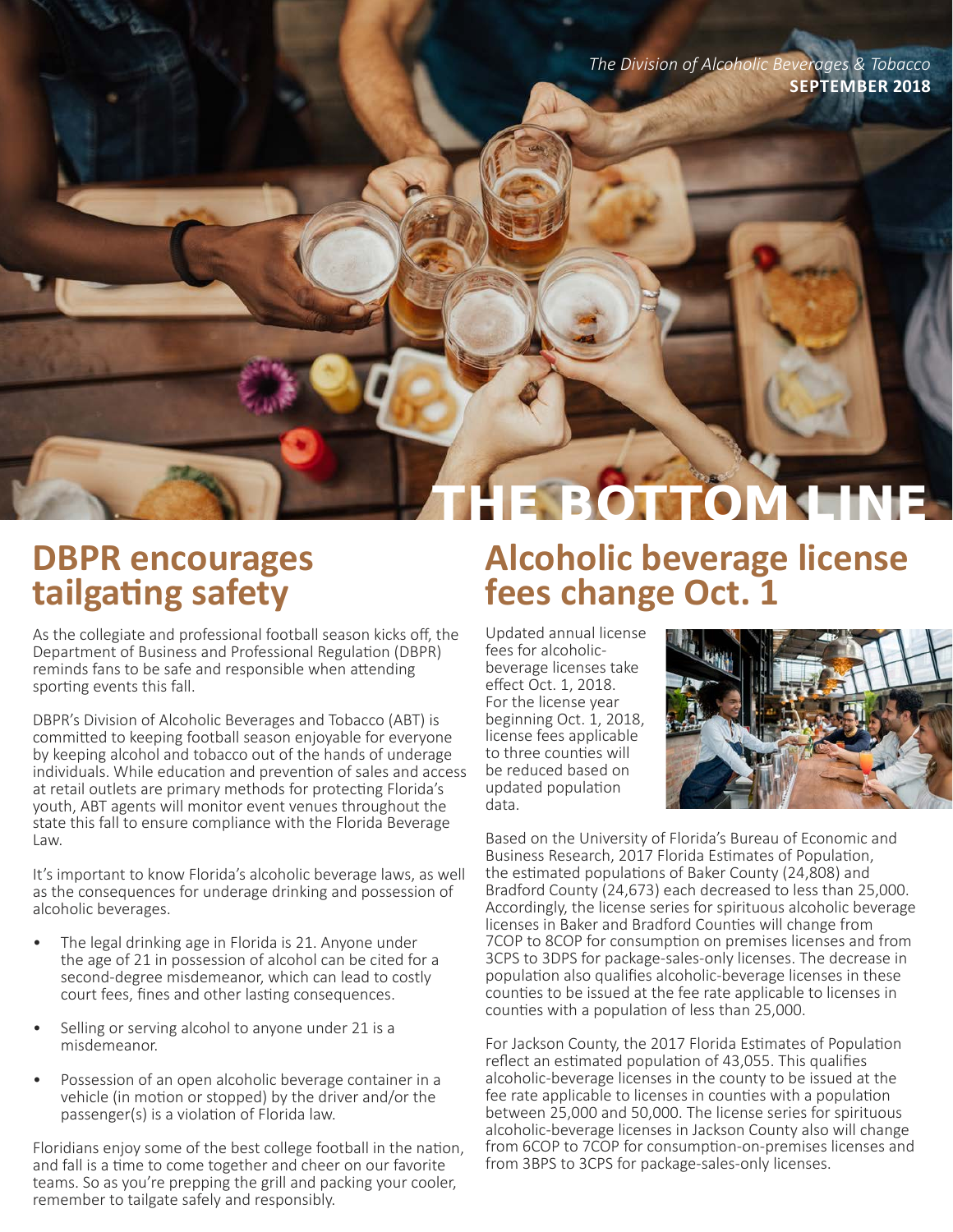*The Division of Alcoholic Beverages & Tobacco*
**SEPTEMBER 2018**

# THE BOTTOM LINE

## DBPR encourages tailgating safety

As the collegiate and professional football season kicks off, the Department of Business and Professional Regulation (DBPR) reminds fans to be safe and responsible when attending sporting events this fall.

DBPR's Division of Alcoholic Beverages and Tobacco (ABT) is committed to keeping football season enjoyable for everyone by keeping alcohol and tobacco out of the hands of underage individuals. While education and prevention of sales and access at retail outlets are primary methods for protecting Florida's youth, ABT agents will monitor event venues throughout the state this fall to ensure compliance with the Florida Beverage Law.

It's important to know Florida's alcoholic beverage laws, as well as the consequences for underage drinking and possession of alcoholic beverages.

- The legal drinking age in Florida is 21. Anyone under the age of 21 in possession of alcohol can be cited for a second-degree misdemeanor, which can lead to costly court fees, fines and other lasting consequences.
- Selling or serving alcohol to anyone under 21 is a misdemeanor.
- Possession of an open alcoholic beverage container in a vehicle (in motion or stopped) by the driver and/or the passenger(s) is a violation of Florida law.

Floridians enjoy some of the best college football in the nation, and fall is a time to come together and cheer on our favorite teams. So as you're prepping the grill and packing your cooler, remember to tailgate safely and responsibly.

## Alcoholic beverage license fees change Oct. 1

Updated annual license fees for alcoholic-beverage licenses take effect Oct. 1, 2018. For the license year beginning Oct. 1, 2018, license fees applicable to three counties will be reduced based on updated population data.

Based on the University of Florida's Bureau of Economic and Business Research, 2017 Florida Estimates of Population, the estimated populations of Baker County (24,808) and Bradford County (24,673) each decreased to less than 25,000. Accordingly, the license series for spirituous alcoholic beverage licenses in Baker and Bradford Counties will change from 7COP to 8COP for consumption on premises licenses and from 3CPS to 3DPS for package-sales-only licenses. The decrease in population also qualifies alcoholic-beverage licenses in these counties to be issued at the fee rate applicable to licenses in counties with a population of less than 25,000.

For Jackson County, the 2017 Florida Estimates of Population reflect an estimated population of 43,055. This qualifies alcoholic-beverage licenses in the county to be issued at the fee rate applicable to licenses in counties with a population between 25,000 and 50,000. The license series for spirituous alcoholic-beverage licenses in Jackson County also will change from 6COP to 7COP for consumption-on-premises licenses and from 3BPS to 3CPS for package-sales-only licenses.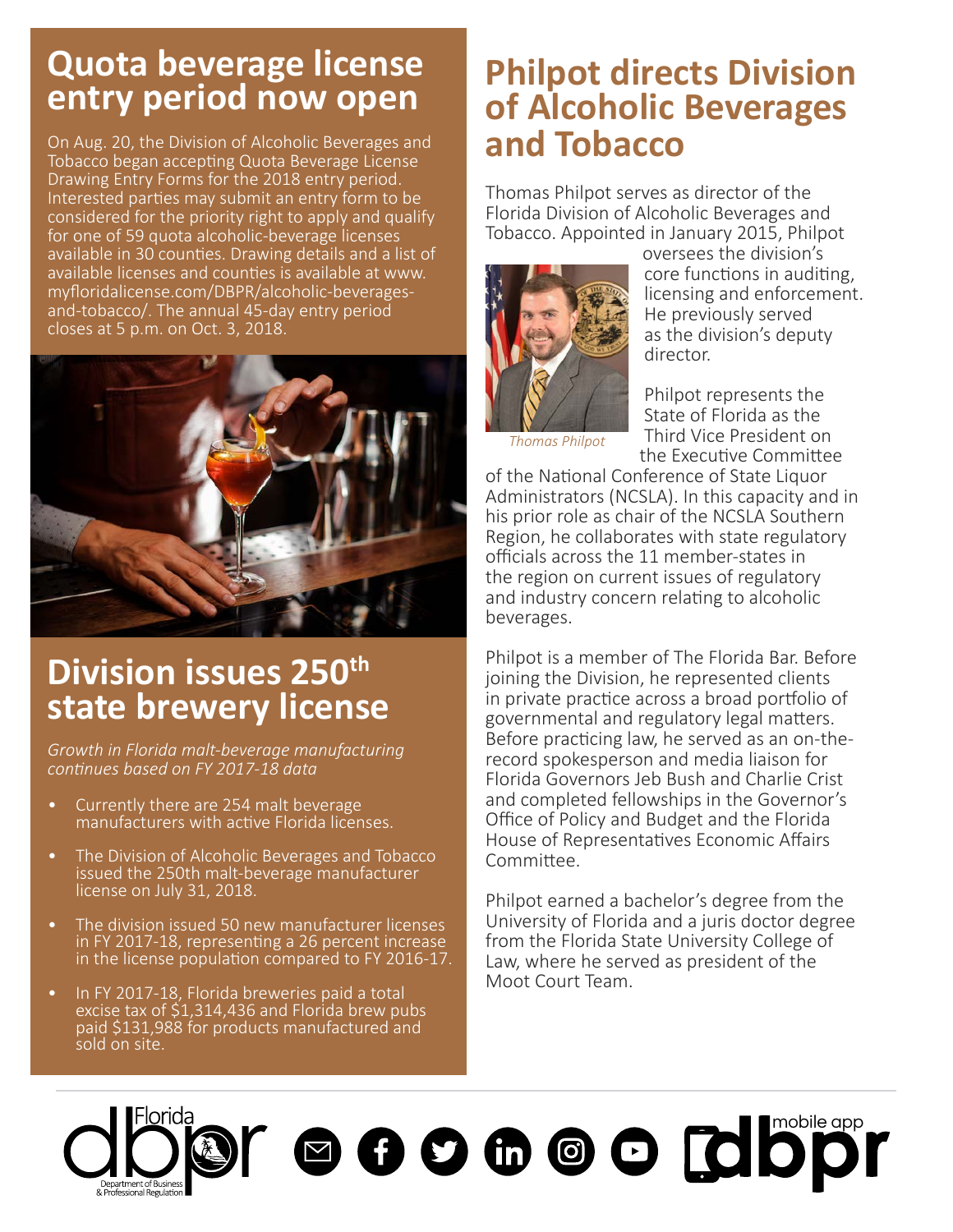## Quota beverage license entry period now open

On Aug. 20, the Division of Alcoholic Beverages and Tobacco began accepting Quota Beverage License Drawing Entry Forms for the 2018 entry period. Interested parties may submit an entry form to be considered for the priority right to apply and qualify for one of 59 quota alcoholic-beverage licenses available in 30 counties. Drawing details and a list of available licenses and counties is available at www.myfloridalicense.com/DBPR/alcoholic-beverages-and-tobacco/. The annual 45-day entry period closes at 5 p.m. on Oct. 3, 2018.

## Division issues 250th state brewery license

*Growth in Florida malt-beverage manufacturing continues based on FY 2017-18 data*

- Currently there are 254 malt beverage manufacturers with active Florida licenses.
- The Division of Alcoholic Beverages and Tobacco issued the 250th malt-beverage manufacturer license on July 31, 2018.
- The division issued 50 new manufacturer licenses in FY 2017-18, representing a 26 percent increase in the license population compared to FY 2016-17.
- In FY 2017-18, Florida breweries paid a total excise tax of $1,314,436 and Florida brew pubs paid $131,988 for products manufactured and sold on site.

## Philpot directs Division of Alcoholic Beverages and Tobacco

Thomas Philpot serves as director of the Florida Division of Alcoholic Beverages and Tobacco. Appointed in January 2015, Philpot oversees the division's core functions in auditing, licensing and enforcement. He previously served as the division's deputy director.

*Thomas Philpot*

Philpot represents the State of Florida as the Third Vice President on the Executive Committee of the National Conference of State Liquor Administrators (NCSLA). In this capacity and in his prior role as chair of the NCSLA Southern Region, he collaborates with state regulatory officials across the 11 member-states in the region on current issues of regulatory and industry concern relating to alcoholic beverages.

Philpot is a member of The Florida Bar. Before joining the Division, he represented clients in private practice across a broad portfolio of governmental and regulatory legal matters. Before practicing law, he served as an on-the-record spokesperson and media liaison for Florida Governors Jeb Bush and Charlie Crist and completed fellowships in the Governor's Office of Policy and Budget and the Florida House of Representatives Economic Affairs Committee.

Philpot earned a bachelor's degree from the University of Florida and a juris doctor degree from the Florida State University College of Law, where he served as president of the Moot Court Team.